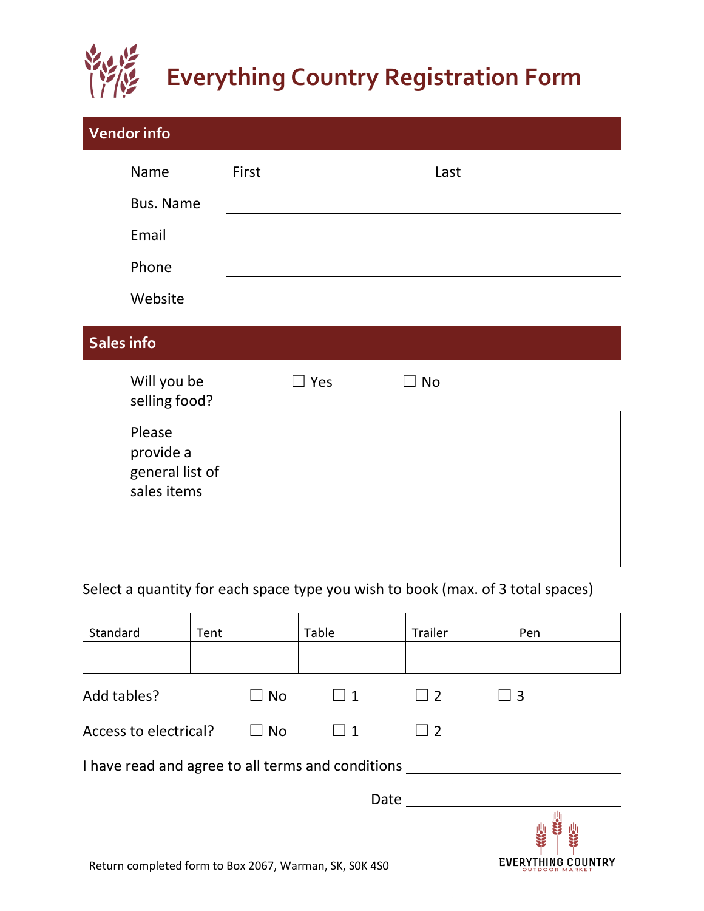# Everything Country Registration Form

## Vendor info

Name First Last

Bus. Name

Email

Phone

Website

## Sales info

Will you be selling food? ☐ Yes ☐ No

Please provide a general list of sales items

Select a quantity for each space type you wish to book (max. of 3 total spaces)

| Standard | Tent | Table | Trailer | Pen |
|---|---|---|---|---|
| | | | | |

Add tables? ☐ No ☐ 1 ☐ 2 ☐ 3

Access to electrical? ☐ No ☐ 1 ☐ 2

I have read and agree to all terms and conditions ____________________

Date ____________________

Return completed form to Box 2067, Warman, SK, S0K 4S0

EVERYTHING COUNTRY OUTDOOR MARKET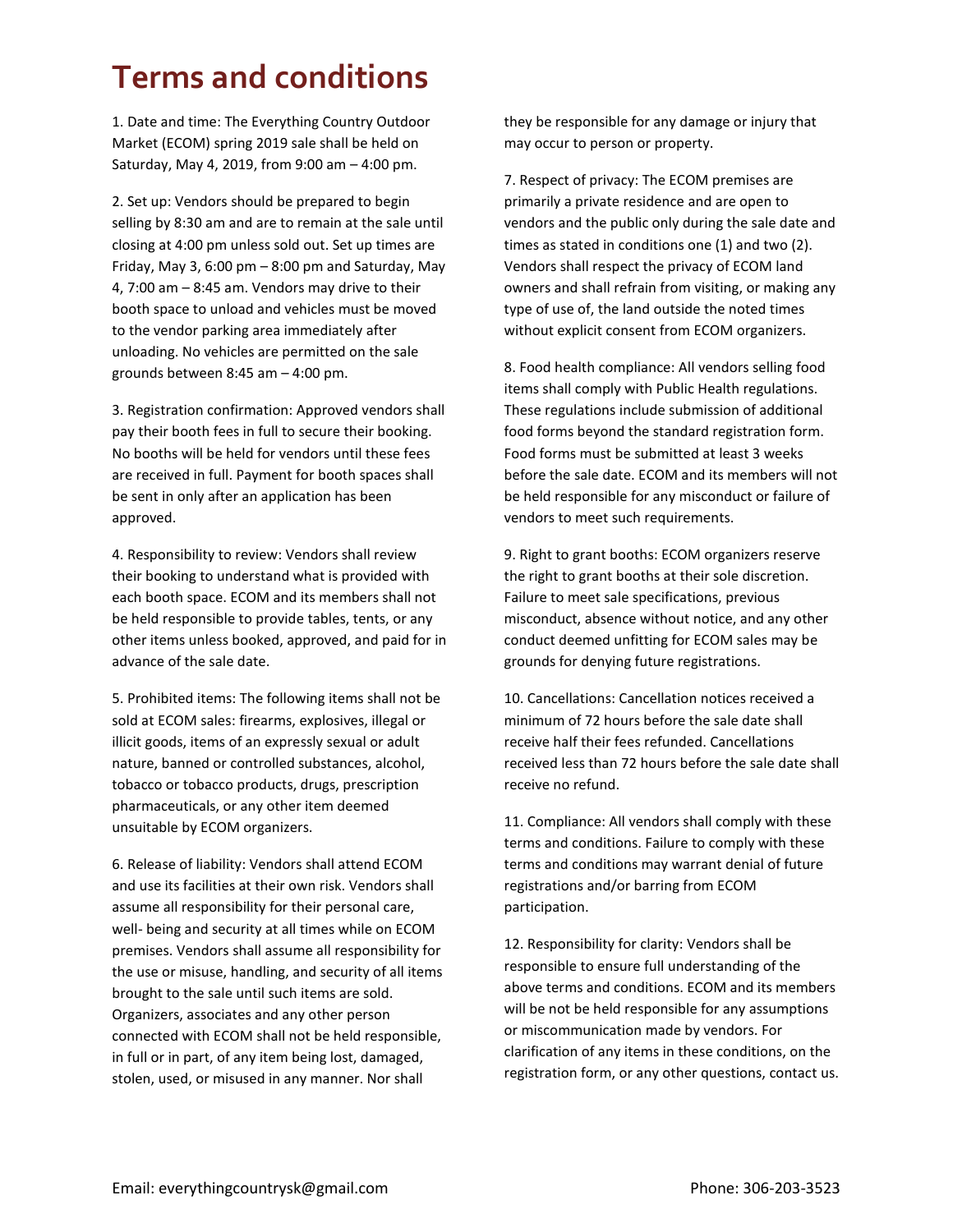# Terms and conditions

1. Date and time: The Everything Country Outdoor Market (ECOM) spring 2019 sale shall be held on Saturday, May 4, 2019, from 9:00 am – 4:00 pm.

2. Set up: Vendors should be prepared to begin selling by 8:30 am and are to remain at the sale until closing at 4:00 pm unless sold out. Set up times are Friday, May 3, 6:00 pm – 8:00 pm and Saturday, May 4, 7:00 am – 8:45 am. Vendors may drive to their booth space to unload and vehicles must be moved to the vendor parking area immediately after unloading. No vehicles are permitted on the sale grounds between 8:45 am – 4:00 pm.

3. Registration confirmation: Approved vendors shall pay their booth fees in full to secure their booking. No booths will be held for vendors until these fees are received in full. Payment for booth spaces shall be sent in only after an application has been approved.

4. Responsibility to review: Vendors shall review their booking to understand what is provided with each booth space. ECOM and its members shall not be held responsible to provide tables, tents, or any other items unless booked, approved, and paid for in advance of the sale date.

5. Prohibited items: The following items shall not be sold at ECOM sales: firearms, explosives, illegal or illicit goods, items of an expressly sexual or adult nature, banned or controlled substances, alcohol, tobacco or tobacco products, drugs, prescription pharmaceuticals, or any other item deemed unsuitable by ECOM organizers.

6. Release of liability: Vendors shall attend ECOM and use its facilities at their own risk. Vendors shall assume all responsibility for their personal care, well- being and security at all times while on ECOM premises. Vendors shall assume all responsibility for the use or misuse, handling, and security of all items brought to the sale until such items are sold. Organizers, associates and any other person connected with ECOM shall not be held responsible, in full or in part, of any item being lost, damaged, stolen, used, or misused in any manner. Nor shall they be responsible for any damage or injury that may occur to person or property.

7. Respect of privacy: The ECOM premises are primarily a private residence and are open to vendors and the public only during the sale date and times as stated in conditions one (1) and two (2). Vendors shall respect the privacy of ECOM land owners and shall refrain from visiting, or making any type of use of, the land outside the noted times without explicit consent from ECOM organizers.

8. Food health compliance: All vendors selling food items shall comply with Public Health regulations. These regulations include submission of additional food forms beyond the standard registration form. Food forms must be submitted at least 3 weeks before the sale date. ECOM and its members will not be held responsible for any misconduct or failure of vendors to meet such requirements.

9. Right to grant booths: ECOM organizers reserve the right to grant booths at their sole discretion. Failure to meet sale specifications, previous misconduct, absence without notice, and any other conduct deemed unfitting for ECOM sales may be grounds for denying future registrations.

10. Cancellations: Cancellation notices received a minimum of 72 hours before the sale date shall receive half their fees refunded. Cancellations received less than 72 hours before the sale date shall receive no refund.

11. Compliance: All vendors shall comply with these terms and conditions. Failure to comply with these terms and conditions may warrant denial of future registrations and/or barring from ECOM participation.

12. Responsibility for clarity: Vendors shall be responsible to ensure full understanding of the above terms and conditions. ECOM and its members will be not be held responsible for any assumptions or miscommunication made by vendors. For clarification of any items in these conditions, on the registration form, or any other questions, contact us.

Email: everythingcountrysk@gmail.com

Phone: 306-203-3523